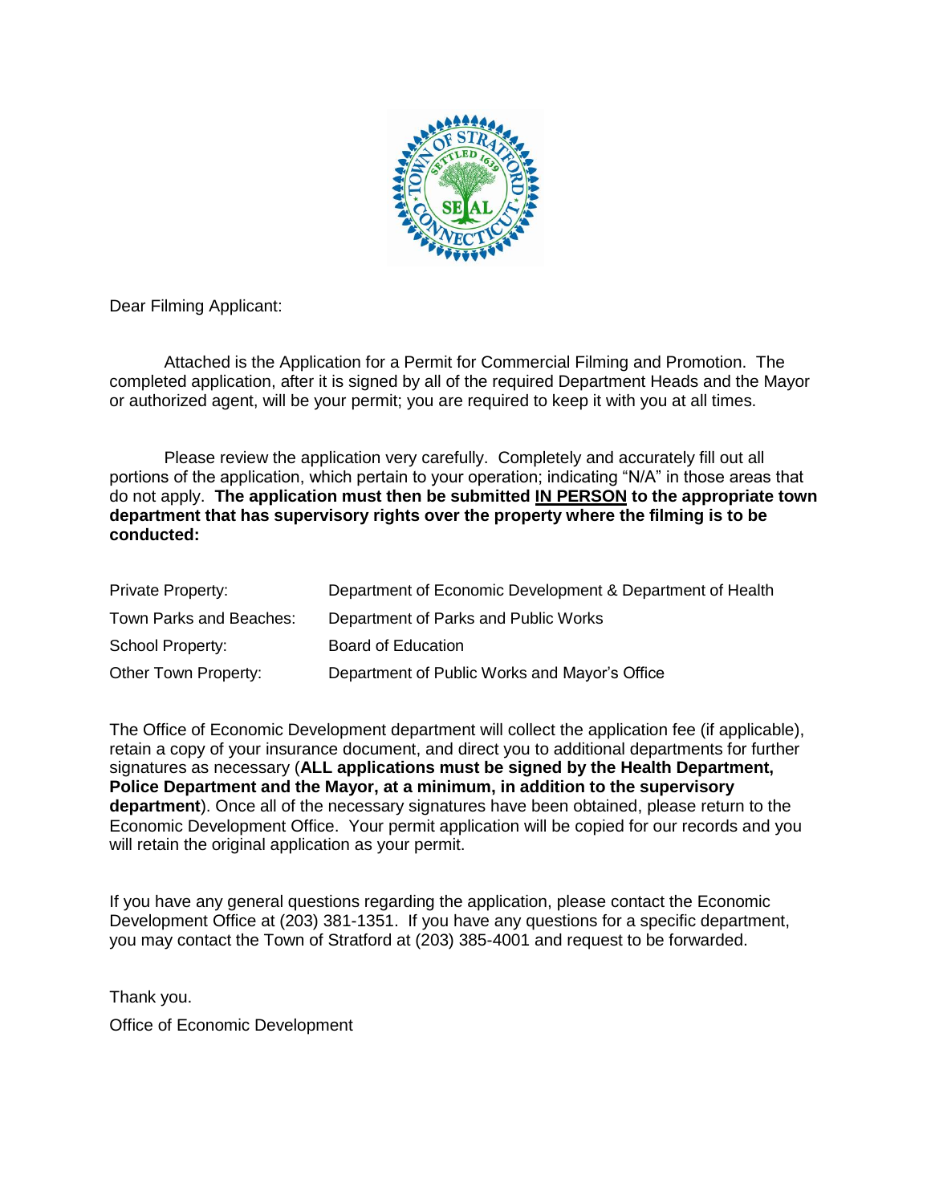Dear Filming Applicant:

Attached is the Application for a Permit for Commercial Filming and Promotion. The completed application, after it is signed by all of the required Department Heads and the Mayor or authorized agent, will be your permit; you are required to keep it with you at all times.

Please review the application very carefully. Completely and accurately fill out all portions of the application, which pertain to your operation; indicating "N/A" in those areas that do not apply. **The application must then be submitted <u>IN PERSON</u> to the appropriate town department that has supervisory rights over the property where the filming is to be conducted:**

| | |
|---|---|
| Private Property: | Department of Economic Development & Department of Health |
| Town Parks and Beaches: | Department of Parks and Public Works |
| School Property: | Board of Education |
| Other Town Property: | Department of Public Works and Mayor's Office |

The Office of Economic Development department will collect the application fee (if applicable), retain a copy of your insurance document, and direct you to additional departments for further signatures as necessary (**ALL applications must be signed by the Health Department, Police Department and the Mayor, at a minimum, in addition to the supervisory department**). Once all of the necessary signatures have been obtained, please return to the Economic Development Office. Your permit application will be copied for our records and you will retain the original application as your permit.

If you have any general questions regarding the application, please contact the Economic Development Office at (203) 381-1351. If you have any questions for a specific department, you may contact the Town of Stratford at (203) 385-4001 and request to be forwarded.

Thank you.

Office of Economic Development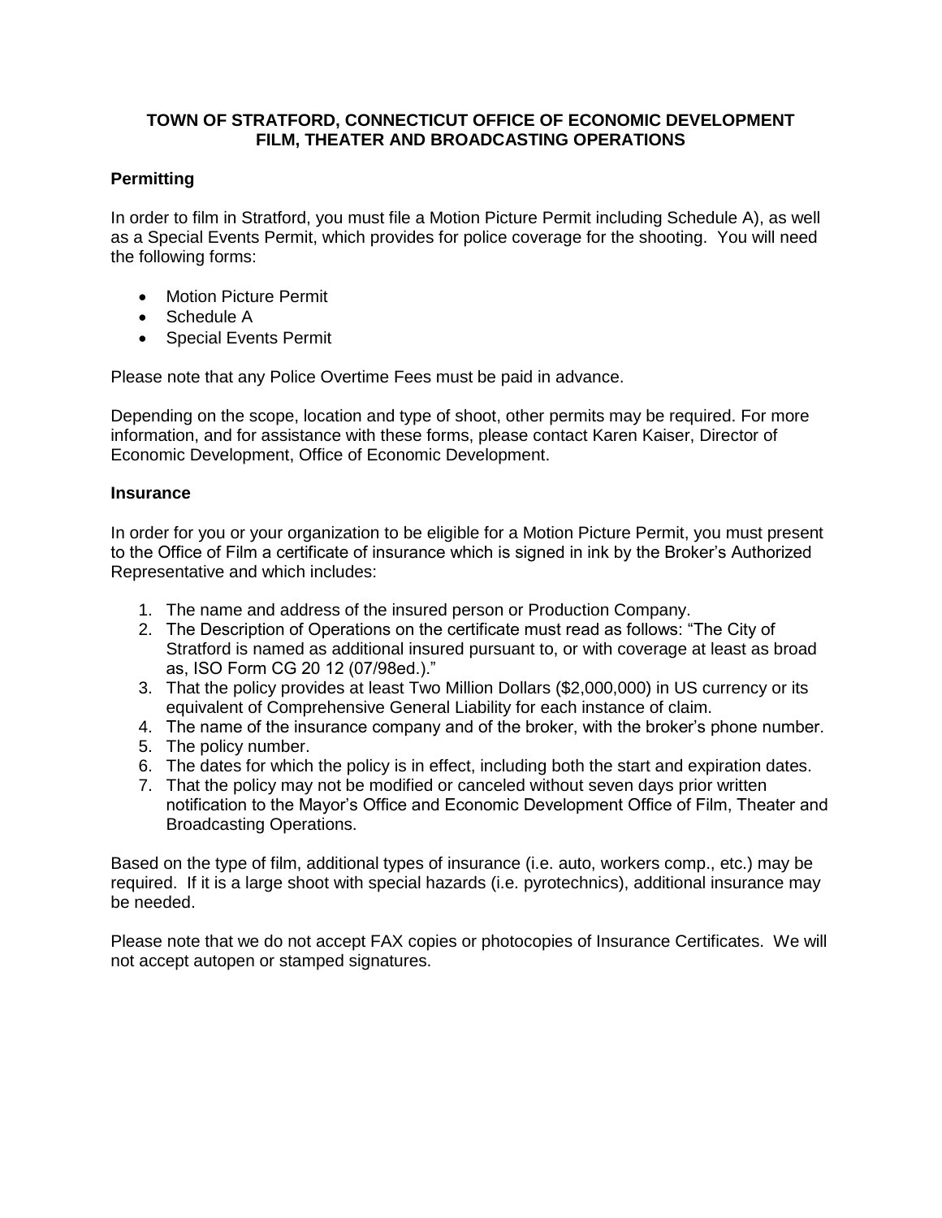**TOWN OF STRATFORD, CONNECTICUT OFFICE OF ECONOMIC DEVELOPMENT FILM, THEATER AND BROADCASTING OPERATIONS**

## Permitting

In order to film in Stratford, you must file a Motion Picture Permit including Schedule A), as well as a Special Events Permit, which provides for police coverage for the shooting. You will need the following forms:

- Motion Picture Permit
- Schedule A
- Special Events Permit

Please note that any Police Overtime Fees must be paid in advance.

Depending on the scope, location and type of shoot, other permits may be required. For more information, and for assistance with these forms, please contact Karen Kaiser, Director of Economic Development, Office of Economic Development.

## Insurance

In order for you or your organization to be eligible for a Motion Picture Permit, you must present to the Office of Film a certificate of insurance which is signed in ink by the Broker's Authorized Representative and which includes:

1. The name and address of the insured person or Production Company.
2. The Description of Operations on the certificate must read as follows: "The City of Stratford is named as additional insured pursuant to, or with coverage at least as broad as, ISO Form CG 20 12 (07/98ed.)."
3. That the policy provides at least Two Million Dollars ($2,000,000) in US currency or its equivalent of Comprehensive General Liability for each instance of claim.
4. The name of the insurance company and of the broker, with the broker's phone number.
5. The policy number.
6. The dates for which the policy is in effect, including both the start and expiration dates.
7. That the policy may not be modified or canceled without seven days prior written notification to the Mayor's Office and Economic Development Office of Film, Theater and Broadcasting Operations.

Based on the type of film, additional types of insurance (i.e. auto, workers comp., etc.) may be required. If it is a large shoot with special hazards (i.e. pyrotechnics), additional insurance may be needed.

Please note that we do not accept FAX copies or photocopies of Insurance Certificates. We will not accept autopen or stamped signatures.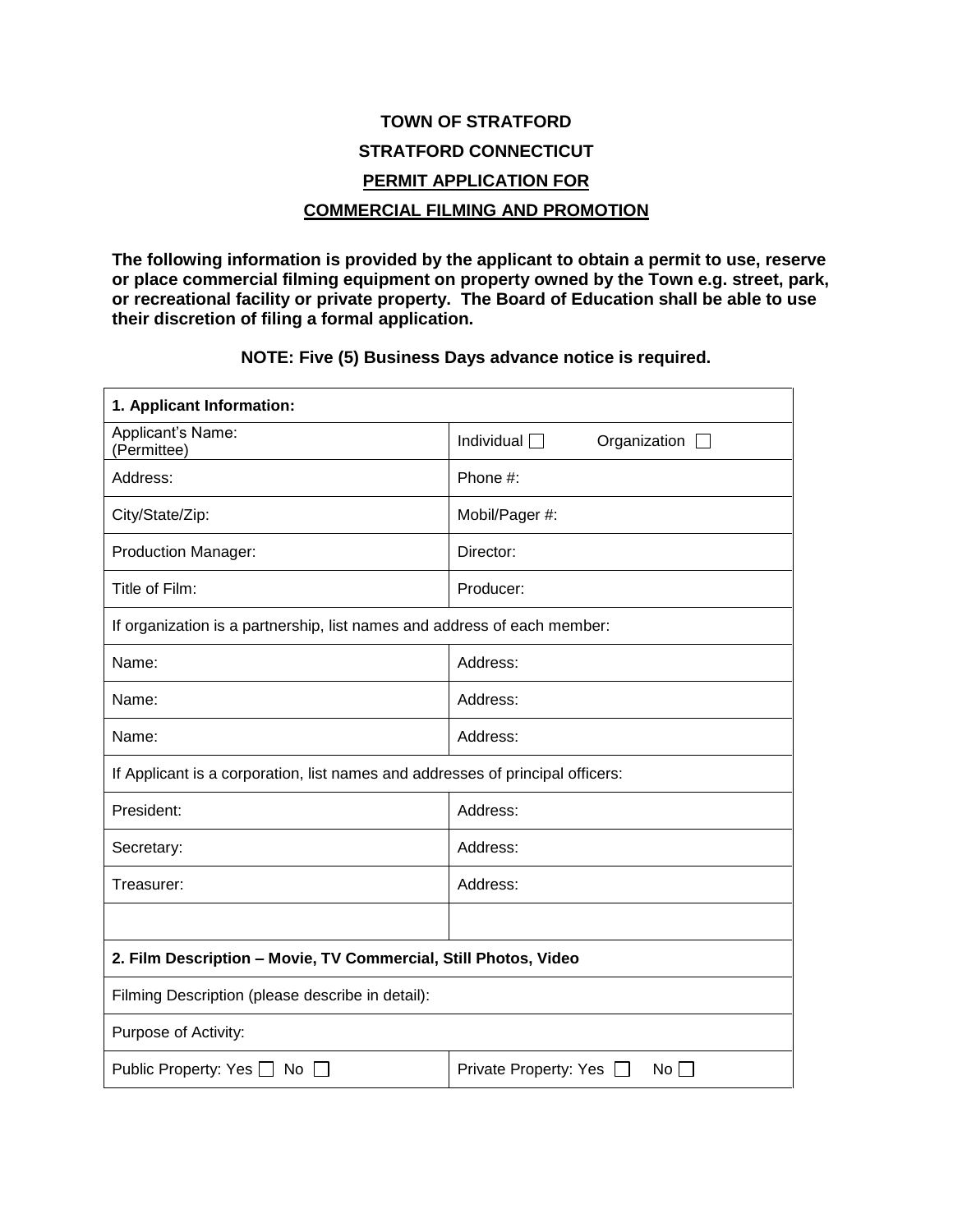**TOWN OF STRATFORD**

**STRATFORD CONNECTICUT**

**PERMIT APPLICATION FOR**

**COMMERCIAL FILMING AND PROMOTION**

**The following information is provided by the applicant to obtain a permit to use, reserve or place commercial filming equipment on property owned by the Town e.g. street, park, or recreational facility or private property. The Board of Education shall be able to use their discretion of filing a formal application.**

**NOTE: Five (5) Business Days advance notice is required.**

| **1. Applicant Information:** | |
|---|---|
| Applicant's Name: (Permittee) | Individual ☐ Organization ☐ |
| Address: | Phone #: |
| City/State/Zip: | Mobil/Pager #: |
| Production Manager: | Director: |
| Title of Film: | Producer: |
| If organization is a partnership, list names and address of each member: | |
| Name: | Address: |
| Name: | Address: |
| Name: | Address: |
| If Applicant is a corporation, list names and addresses of principal officers: | |
| President: | Address: |
| Secretary: | Address: |
| Treasurer: | Address: |
| | |
| **2. Film Description – Movie, TV Commercial, Still Photos, Video** | |
| Filming Description (please describe in detail): | |
| Purpose of Activity: | |
| Public Property: Yes ☐ No ☐ | Private Property: Yes ☐ No ☐ |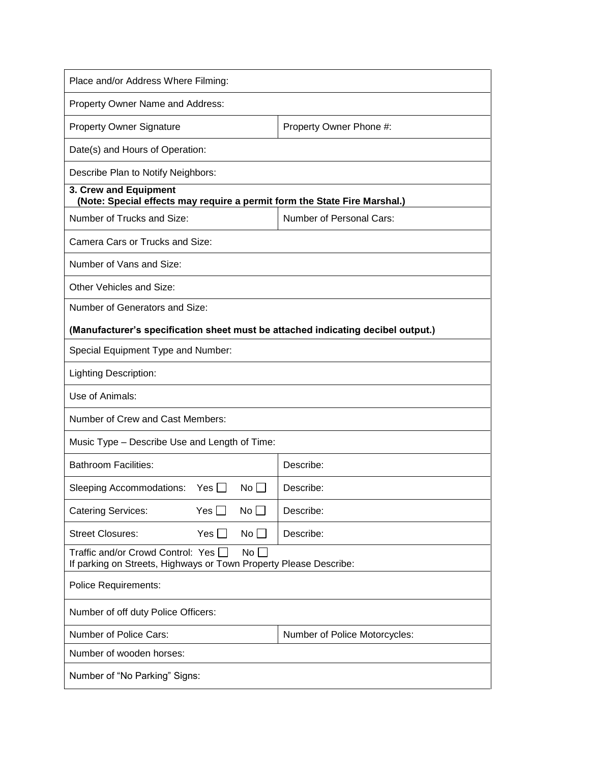| Place and/or Address Where Filming: | |
|---|---|
| Property Owner Name and Address: | |
| Property Owner Signature | Property Owner Phone #: |
| Date(s) and Hours of Operation: | |
| Describe Plan to Notify Neighbors: | |
| **3. Crew and Equipment (Note: Special effects may require a permit form the State Fire Marshal.)** | |
| Number of Trucks and Size: | Number of Personal Cars: |
| Camera Cars or Trucks and Size: | |
| Number of Vans and Size: | |
| Other Vehicles and Size: | |
| Number of Generators and Size: **(Manufacturer's specification sheet must be attached indicating decibel output.)** | |
| Special Equipment Type and Number: | |
| Lighting Description: | |
| Use of Animals: | |
| Number of Crew and Cast Members: | |
| Music Type – Describe Use and Length of Time: | |
| Bathroom Facilities: | Describe: |
| Sleeping Accommodations: Yes ☐ No ☐ | Describe: |
| Catering Services: Yes ☐ No ☐ | Describe: |
| Street Closures: Yes ☐ No ☐ | Describe: |
| Traffic and/or Crowd Control: Yes ☐ No ☐ If parking on Streets, Highways or Town Property Please Describe: | |
| Police Requirements: | |
| Number of off duty Police Officers: | |
| Number of Police Cars: | Number of Police Motorcycles: |
| Number of wooden horses: | |
| Number of "No Parking" Signs: | |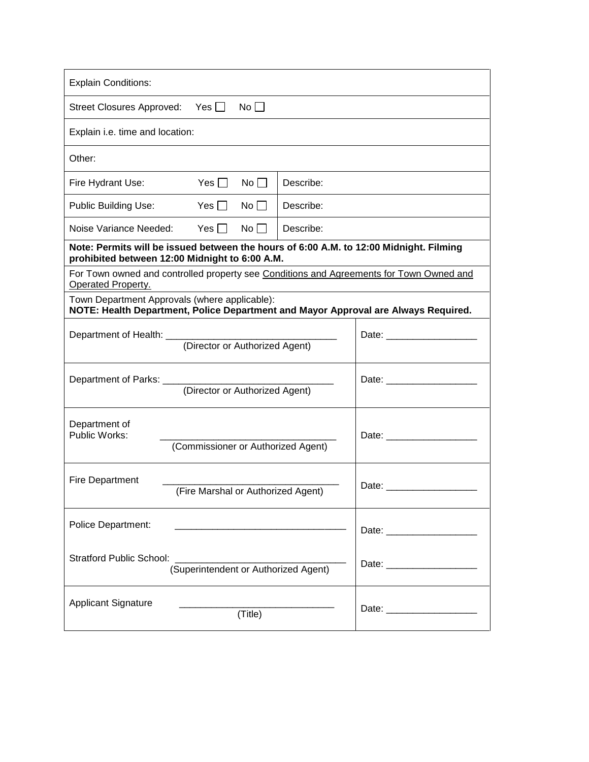| Explain Conditions: | | |
|---|---|---|
| Street Closures Approved: Yes ☐ No ☐ | | |
| Explain i.e. time and location: | | |
| Other: | | |
| Fire Hydrant Use: Yes ☐ No ☐ | Describe: | |
| Public Building Use: Yes ☐ No ☐ | Describe: | |
| Noise Variance Needed: Yes ☐ No ☐ | Describe: | |
| **Note: Permits will be issued between the hours of 6:00 A.M. to 12:00 Midnight. Filming prohibited between 12:00 Midnight to 6:00 A.M.** | | |
| For Town owned and controlled property see Conditions and Agreements for Town Owned and Operated Property. | | |
| Town Department Approvals (where applicable): **NOTE: Health Department, Police Department and Mayor Approval are Always Required.** | | |
| Department of Health: ______________________________ (Director or Authorized Agent) | | Date: _________________ |
| Department of Parks: ______________________________ (Director or Authorized Agent) | | Date: _________________ |
| Department of Public Works: ______________________________ (Commissioner or Authorized Agent) | | Date: _________________ |
| Fire Department ______________________________ (Fire Marshal or Authorized Agent) | | Date: _________________ |
| Police Department: ______________________________ | | Date: _________________ |
| Stratford Public School: ______________________________ (Superintendent or Authorized Agent) | | Date: _________________ |
| Applicant Signature ______________________________ (Title) | | Date: _________________ |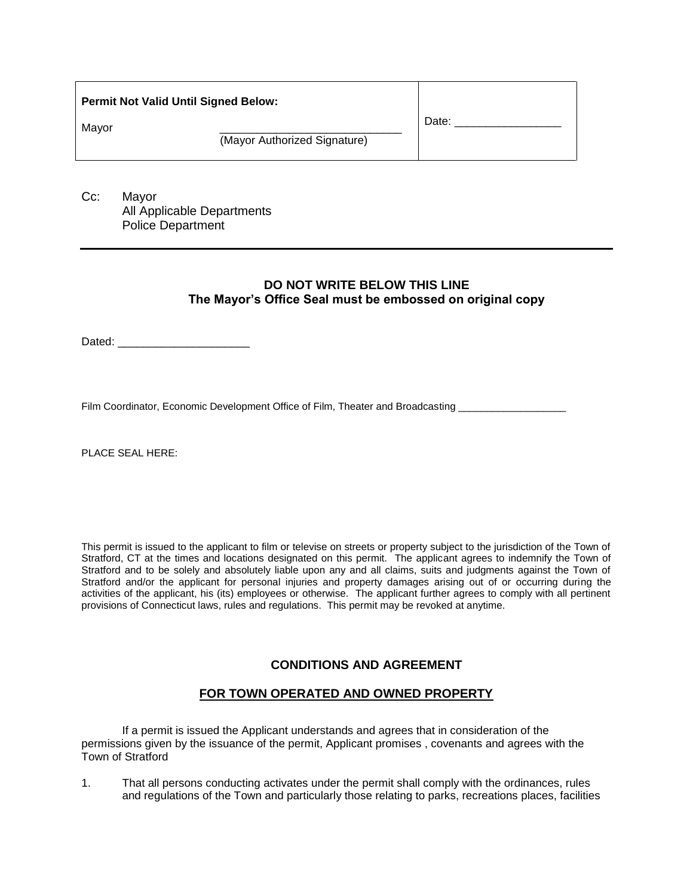| **Permit Not Valid Until Signed Below:**<br><br>Mayor ______________________________<br>(Mayor Authorized Signature) | Date: _________________ |
|---|---|

Cc: Mayor
All Applicable Departments
Police Department

---

**DO NOT WRITE BELOW THIS LINE**
**The Mayor's Office Seal must be embossed on original copy**

Dated: _____________________

Film Coordinator, Economic Development Office of Film, Theater and Broadcasting ___________________

PLACE SEAL HERE:

This permit is issued to the applicant to film or televise on streets or property subject to the jurisdiction of the Town of Stratford, CT at the times and locations designated on this permit. The applicant agrees to indemnify the Town of Stratford and to be solely and absolutely liable upon any and all claims, suits and judgments against the Town of Stratford and/or the applicant for personal injuries and property damages arising out of or occurring during the activities of the applicant, his (its) employees or otherwise. The applicant further agrees to comply with all pertinent provisions of Connecticut laws, rules and regulations. This permit may be revoked at anytime.

## CONDITIONS AND AGREEMENT

## FOR TOWN OPERATED AND OWNED PROPERTY

If a permit is issued the Applicant understands and agrees that in consideration of the permissions given by the issuance of the permit, Applicant promises , covenants and agrees with the Town of Stratford

1. That all persons conducting activates under the permit shall comply with the ordinances, rules and regulations of the Town and particularly those relating to parks, recreations places, facilities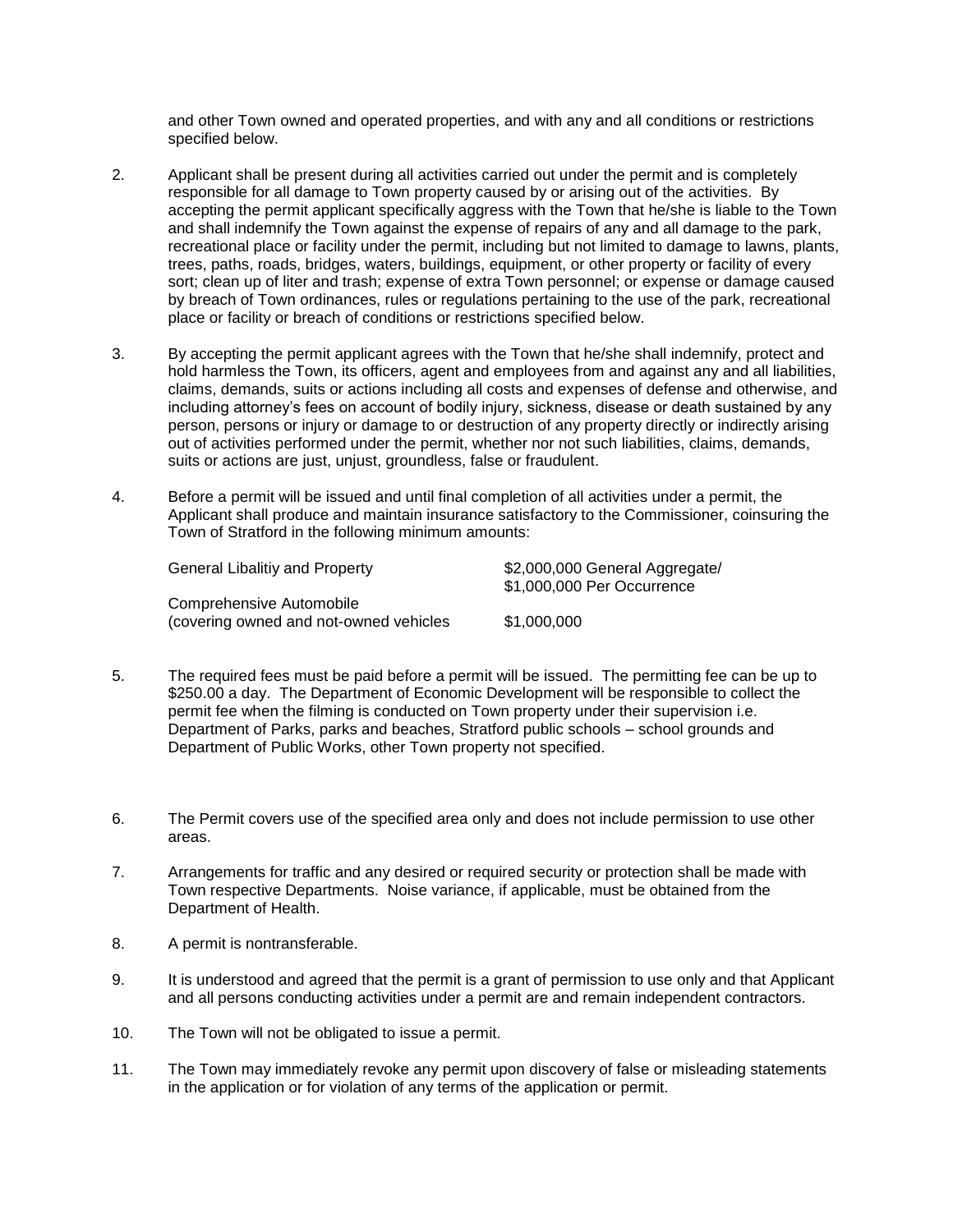and other Town owned and operated properties, and with any and all conditions or restrictions specified below.

2. Applicant shall be present during all activities carried out under the permit and is completely responsible for all damage to Town property caused by or arising out of the activities. By accepting the permit applicant specifically aggress with the Town that he/she is liable to the Town and shall indemnify the Town against the expense of repairs of any and all damage to the park, recreational place or facility under the permit, including but not limited to damage to lawns, plants, trees, paths, roads, bridges, waters, buildings, equipment, or other property or facility of every sort; clean up of liter and trash; expense of extra Town personnel; or expense or damage caused by breach of Town ordinances, rules or regulations pertaining to the use of the park, recreational place or facility or breach of conditions or restrictions specified below.

3. By accepting the permit applicant agrees with the Town that he/she shall indemnify, protect and hold harmless the Town, its officers, agent and employees from and against any and all liabilities, claims, demands, suits or actions including all costs and expenses of defense and otherwise, and including attorney's fees on account of bodily injury, sickness, disease or death sustained by any person, persons or injury or damage to or destruction of any property directly or indirectly arising out of activities performed under the permit, whether nor not such liabilities, claims, demands, suits or actions are just, unjust, groundless, false or fraudulent.

4. Before a permit will be issued and until final completion of all activities under a permit, the Applicant shall produce and maintain insurance satisfactory to the Commissioner, coinsuring the Town of Stratford in the following minimum amounts:

| | |
|---|---|
| General Libalitiy and Property | \$2,000,000 General Aggregate/ \$1,000,000 Per Occurrence |
| Comprehensive Automobile (covering owned and not-owned vehicles | \$1,000,000 |

5. The required fees must be paid before a permit will be issued. The permitting fee can be up to \$250.00 a day. The Department of Economic Development will be responsible to collect the permit fee when the filming is conducted on Town property under their supervision i.e. Department of Parks, parks and beaches, Stratford public schools – school grounds and Department of Public Works, other Town property not specified.

6. The Permit covers use of the specified area only and does not include permission to use other areas.

7. Arrangements for traffic and any desired or required security or protection shall be made with Town respective Departments. Noise variance, if applicable, must be obtained from the Department of Health.

8. A permit is nontransferable.

9. It is understood and agreed that the permit is a grant of permission to use only and that Applicant and all persons conducting activities under a permit are and remain independent contractors.

10. The Town will not be obligated to issue a permit.

11. The Town may immediately revoke any permit upon discovery of false or misleading statements in the application or for violation of any terms of the application or permit.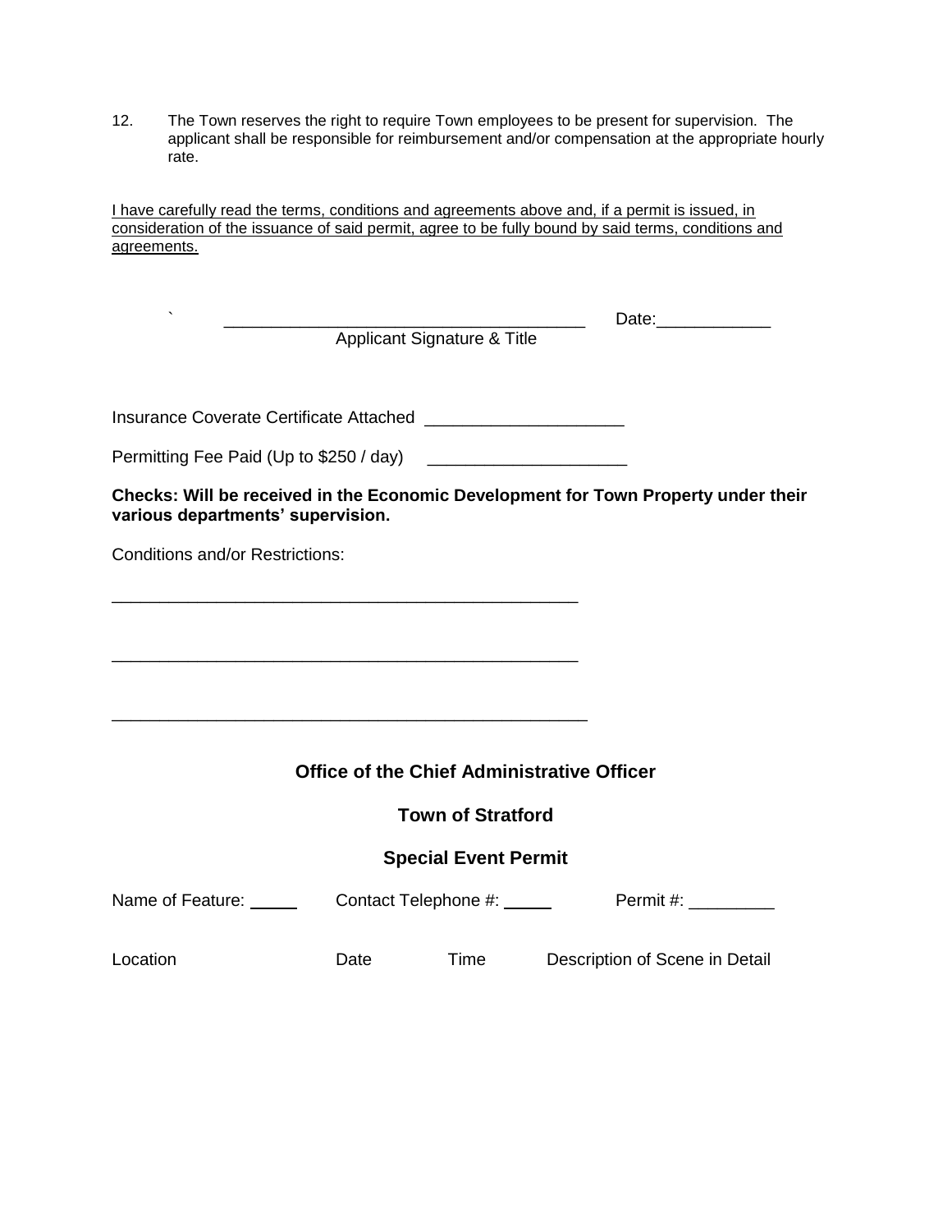12. The Town reserves the right to require Town employees to be present for supervision. The applicant shall be responsible for reimbursement and/or compensation at the appropriate hourly rate.

I have carefully read the terms, conditions and agreements above and, if a permit is issued, in consideration of the issuance of said permit, agree to be fully bound by said terms, conditions and agreements.

` _______________________________________ Date:____________

Applicant Signature & Title

Insurance Coverate Certificate Attached ____________________

Permitting Fee Paid (Up to $250 / day) ____________________

**Checks: Will be received in the Economic Development for Town Property under their various departments' supervision.**

Conditions and/or Restrictions:

__________________________________________________

__________________________________________________

__________________________________________________

**Office of the Chief Administrative Officer**

**Town of Stratford**

**Special Event Permit**

Name of Feature: _____ Contact Telephone #: _____ Permit #: _________

| Location | Date | Time | Description of Scene in Detail |
| --- | --- | --- | --- |